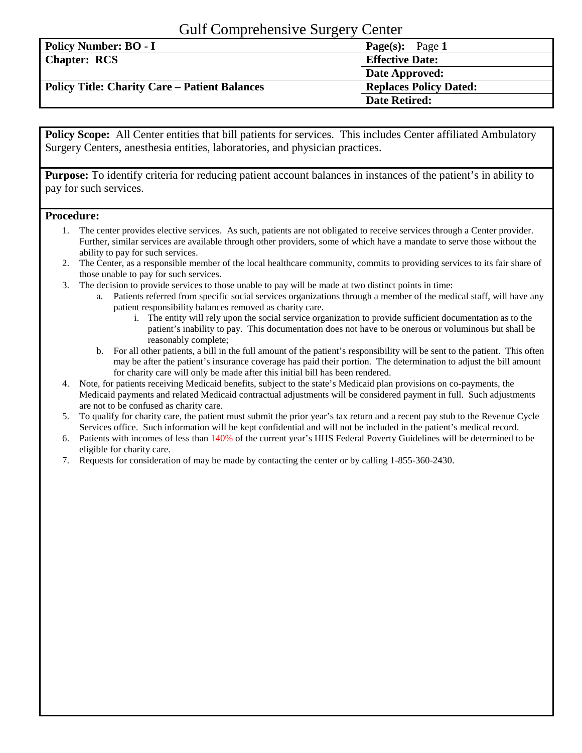# Gulf Comprehensive Surgery Center

| Policy Number: BO - I | Page(s): Page 1 |
|---|---|
| Chapter: RCS | Effective Date: |
| | Date Approved: |
| Policy Title: Charity Care – Patient Balances | Replaces Policy Dated: |
| | Date Retired: |

**Policy Scope:** All Center entities that bill patients for services. This includes Center affiliated Ambulatory Surgery Centers, anesthesia entities, laboratories, and physician practices.

**Purpose:** To identify criteria for reducing patient account balances in instances of the patient's in ability to pay for such services.

**Procedure:**

1. The center provides elective services. As such, patients are not obligated to receive services through a Center provider. Further, similar services are available through other providers, some of which have a mandate to serve those without the ability to pay for such services.
2. The Center, as a responsible member of the local healthcare community, commits to providing services to its fair share of those unable to pay for such services.
3. The decision to provide services to those unable to pay will be made at two distinct points in time:
   a. Patients referred from specific social services organizations through a member of the medical staff, will have any patient responsibility balances removed as charity care.
      i. The entity will rely upon the social service organization to provide sufficient documentation as to the patient's inability to pay. This documentation does not have to be onerous or voluminous but shall be reasonably complete;
   b. For all other patients, a bill in the full amount of the patient's responsibility will be sent to the patient. This often may be after the patient's insurance coverage has paid their portion. The determination to adjust the bill amount for charity care will only be made after this initial bill has been rendered.
4. Note, for patients receiving Medicaid benefits, subject to the state's Medicaid plan provisions on co-payments, the Medicaid payments and related Medicaid contractual adjustments will be considered payment in full. Such adjustments are not to be confused as charity care.
5. To qualify for charity care, the patient must submit the prior year's tax return and a recent pay stub to the Revenue Cycle Services office. Such information will be kept confidential and will not be included in the patient's medical record.
6. Patients with incomes of less than 140% of the current year's HHS Federal Poverty Guidelines will be determined to be eligible for charity care.
7. Requests for consideration of may be made by contacting the center or by calling 1-855-360-2430.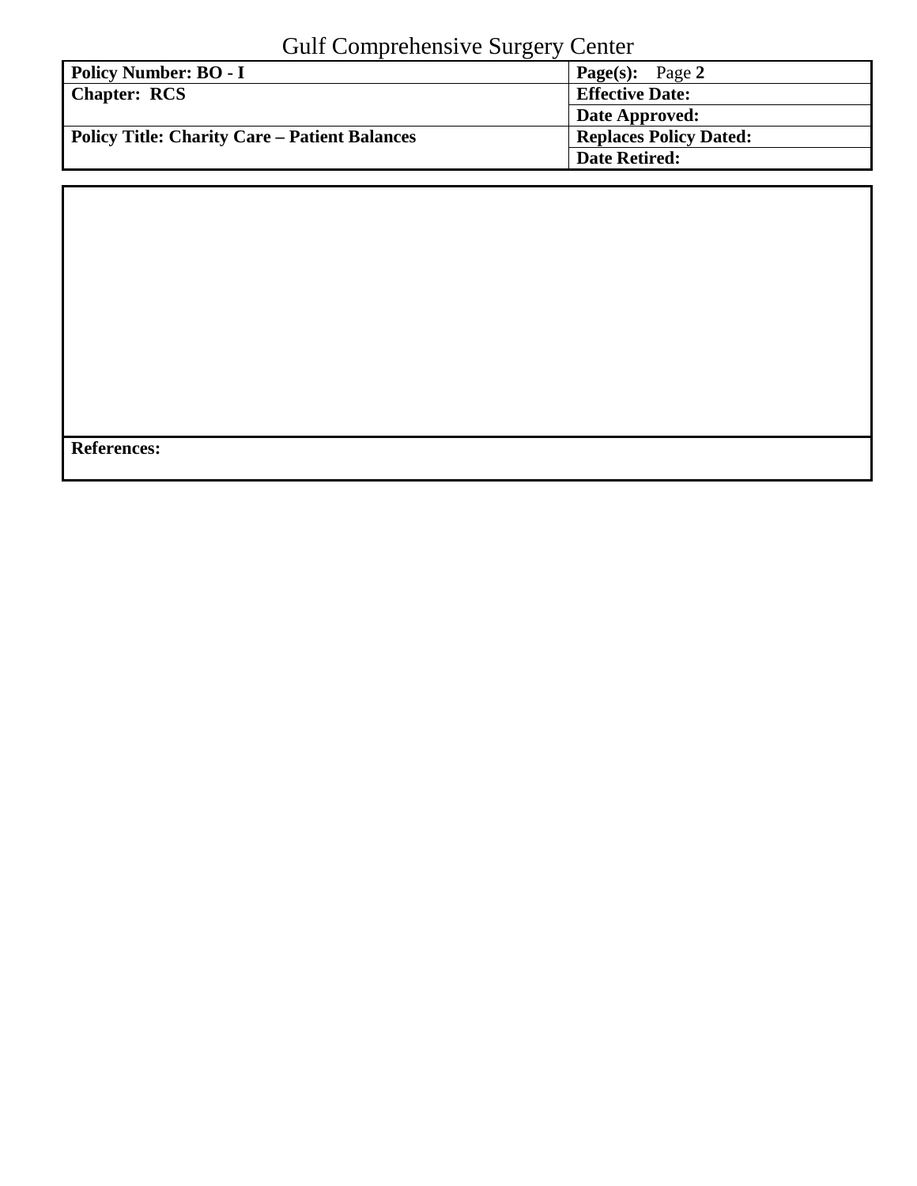Gulf Comprehensive Surgery Center

| | |
|---|---|
| **Policy Number: BO - I** | **Page(s):** Page **2** |
| **Chapter: RCS** | **Effective Date:** |
| | **Date Approved:** |
| **Policy Title: Charity Care – Patient Balances** | **Replaces Policy Dated:** |
| | **Date Retired:** |

**References:**